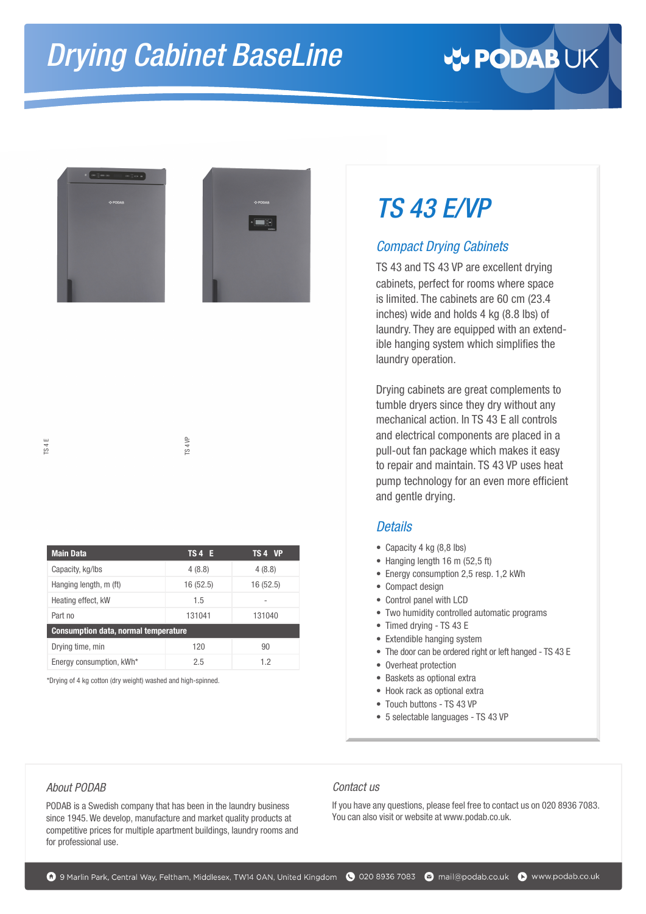# Drying Cabinet BaseLine

PODAB UK

TS 4 E

TS 4 VP

| Main Data | TS 4 E | TS 4 VP |
|---|---|---|
| Capacity, kg/lbs | 4 (8.8) | 4 (8.8) |
| Hanging length, m (ft) | 16 (52.5) | 16 (52.5) |
| Heating effect, kW | 1.5 | - |
| Part no | 131041 | 131040 |
| **Consumption data, normal temperature** | | |
| Drying time, min | 120 | 90 |
| Energy consumption, kWh* | 2.5 | 1.2 |

*Drying of 4 kg cotton (dry weight) washed and high-spinned.

## TS 43 E/VP

### Compact Drying Cabinets

TS 43 and TS 43 VP are excellent drying cabinets, perfect for rooms where space is limited. The cabinets are 60 cm (23.4 inches) wide and holds 4 kg (8.8 lbs) of laundry. They are equipped with an extendible hanging system which simplifies the laundry operation.

Drying cabinets are great complements to tumble dryers since they dry without any mechanical action. In TS 43 E all controls and electrical components are placed in a pull-out fan package which makes it easy to repair and maintain. TS 43 VP uses heat pump technology for an even more efficient and gentle drying.

### Details

- Capacity 4 kg (8,8 lbs)
- Hanging length 16 m (52,5 ft)
- Energy consumption 2,5 resp. 1,2 kWh
- Compact design
- Control panel with LCD
- Two humidity controlled automatic programs
- Timed drying - TS 43 E
- Extendible hanging system
- The door can be ordered right or left hanged - TS 43 E
- Overheat protection
- Baskets as optional extra
- Hook rack as optional extra
- Touch buttons - TS 43 VP
- 5 selectable languages - TS 43 VP

### About PODAB

PODAB is a Swedish company that has been in the laundry business since 1945. We develop, manufacture and market quality products at competitive prices for multiple apartment buildings, laundry rooms and for professional use.

### Contact us

If you have any questions, please feel free to contact us on 020 8936 7083. You can also visit or website at www.podab.co.uk.

9 Marlin Park, Central Way, Feltham, Middlesex, TW14 0AN, United Kingdom | 020 8936 7083 | mail@podab.co.uk | www.podab.co.uk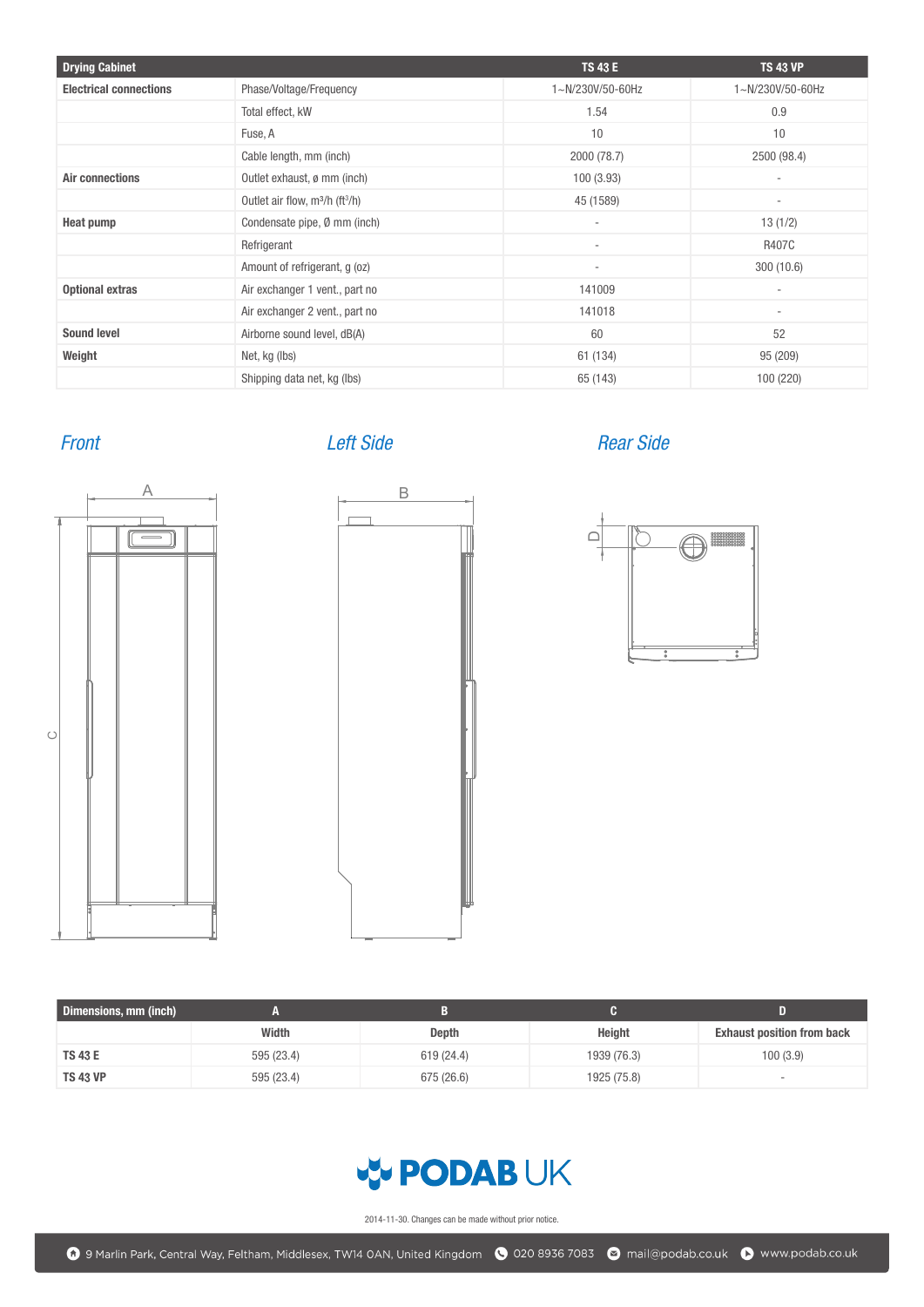| Drying Cabinet | | TS 43 E | TS 43 VP |
|---|---|---|---|
| **Electrical connections** | Phase/Voltage/Frequency | 1~N/230V/50-60Hz | 1~N/230V/50-60Hz |
| | Total effect, kW | 1.54 | 0.9 |
| | Fuse, A | 10 | 10 |
| | Cable length, mm (inch) | 2000 (78.7) | 2500 (98.4) |
| **Air connections** | Outlet exhaust, ø mm (inch) | 100 (3.93) | - |
| | Outlet air flow, m³/h (ft³/h) | 45 (1589) | - |
| **Heat pump** | Condensate pipe, Ø mm (inch) | - | 13 (1/2) |
| | Refrigerant | - | R407C |
| | Amount of refrigerant, g (oz) | - | 300 (10.6) |
| **Optional extras** | Air exchanger 1 vent., part no | 141009 | - |
| | Air exchanger 2 vent., part no | 141018 | - |
| **Sound level** | Airborne sound level, dB(A) | 60 | 52 |
| **Weight** | Net, kg (lbs) | 61 (134) | 95 (209) |
| | Shipping data net, kg (lbs) | 65 (143) | 100 (220) |

*Front*

A

C

*Left Side*

B

*Rear Side*

D

| Dimensions, mm (inch) | A | B | C | D |
|---|---|---|---|---|
| | Width | Depth | Height | Exhaust position from back |
| **TS 43 E** | 595 (23.4) | 619 (24.4) | 1939 (76.3) | 100 (3.9) |
| **TS 43 VP** | 595 (23.4) | 675 (26.6) | 1925 (75.8) | - |

PODAB UK

2014-11-30. Changes can be made without prior notice.

9 Marlin Park, Central Way, Feltham, Middlesex, TW14 0AN, United Kingdom | 020 8936 7083 | mail@podab.co.uk | www.podab.co.uk